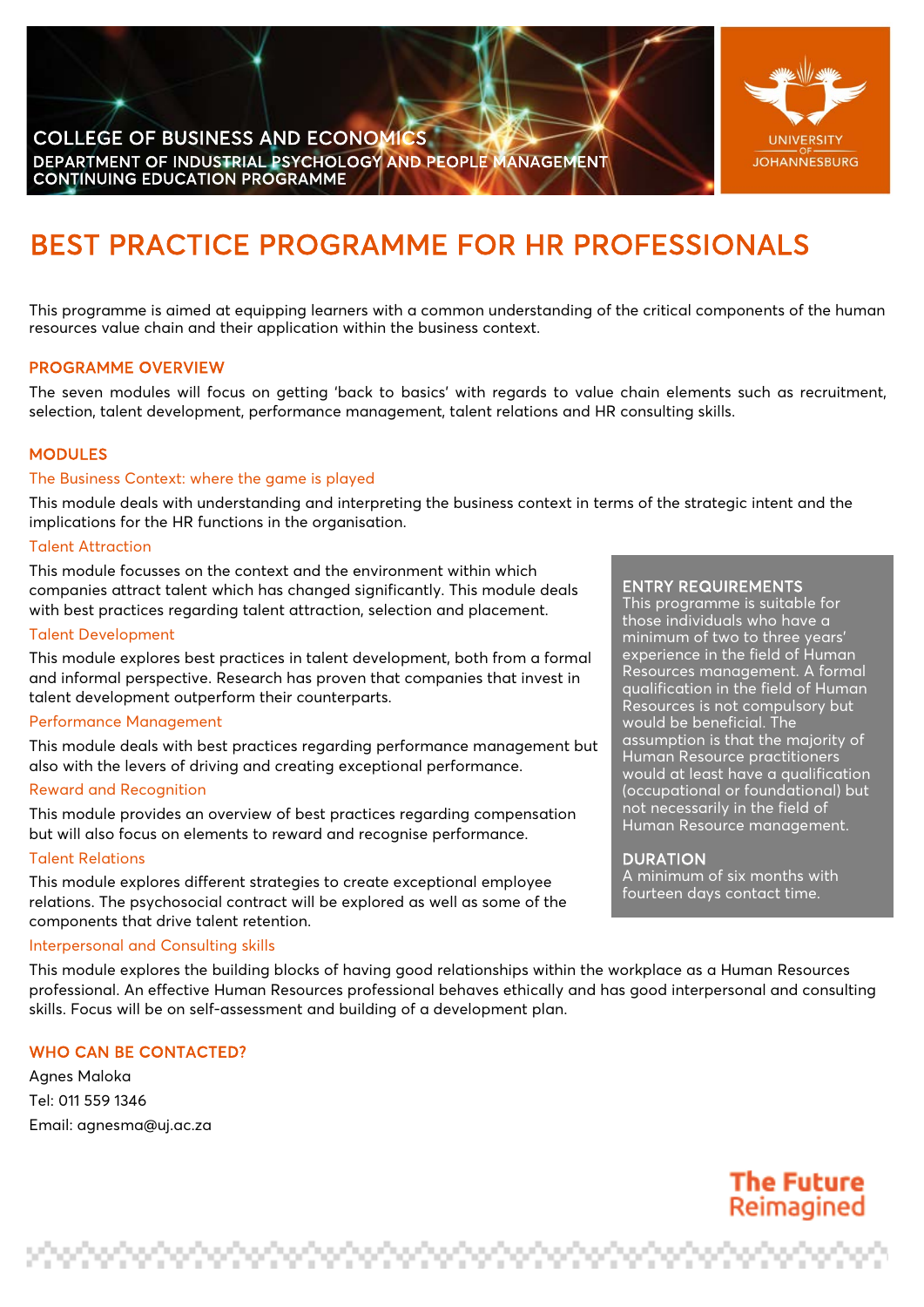COLLEGE OF BUSINESS AND ECONOMICS

DEPARTMENT OF INDUSTRIAL PSYCHOLOGY AND PEOPLE MANAGEMENT

CONTINUING EDUCATION PROGRAMME

UNIVERSITY OF JOHANNESBURG

# BEST PRACTICE PROGRAMME FOR HR PROFESSIONALS

This programme is aimed at equipping learners with a common understanding of the critical components of the human resources value chain and their application within the business context.

## PROGRAMME OVERVIEW

The seven modules will focus on getting 'back to basics' with regards to value chain elements such as recruitment, selection, talent development, performance management, talent relations and HR consulting skills.

## MODULES

### The Business Context: where the game is played

This module deals with understanding and interpreting the business context in terms of the strategic intent and the implications for the HR functions in the organisation.

### Talent Attraction

This module focusses on the context and the environment within which companies attract talent which has changed significantly. This module deals with best practices regarding talent attraction, selection and placement.

### Talent Development

This module explores best practices in talent development, both from a formal and informal perspective. Research has proven that companies that invest in talent development outperform their counterparts.

### Performance Management

This module deals with best practices regarding performance management but also with the levers of driving and creating exceptional performance.

### Reward and Recognition

This module provides an overview of best practices regarding compensation but will also focus on elements to reward and recognise performance.

### Talent Relations

This module explores different strategies to create exceptional employee relations. The psychosocial contract will be explored as well as some of the components that drive talent retention.

### Interpersonal and Consulting skills

This module explores the building blocks of having good relationships within the workplace as a Human Resources professional. An effective Human Resources professional behaves ethically and has good interpersonal and consulting skills. Focus will be on self-assessment and building of a development plan.

## ENTRY REQUIREMENTS

This programme is suitable for those individuals who have a minimum of two to three years' experience in the field of Human Resources management. A formal qualification in the field of Human Resources is not compulsory but would be beneficial. The assumption is that the majority of Human Resource practitioners would at least have a qualification (occupational or foundational) but not necessarily in the field of Human Resource management.

## DURATION

A minimum of six months with fourteen days contact time.

## WHO CAN BE CONTACTED?

Agnes Maloka

Tel: 011 559 1346

Email: agnesma@uj.ac.za

The Future Reimagined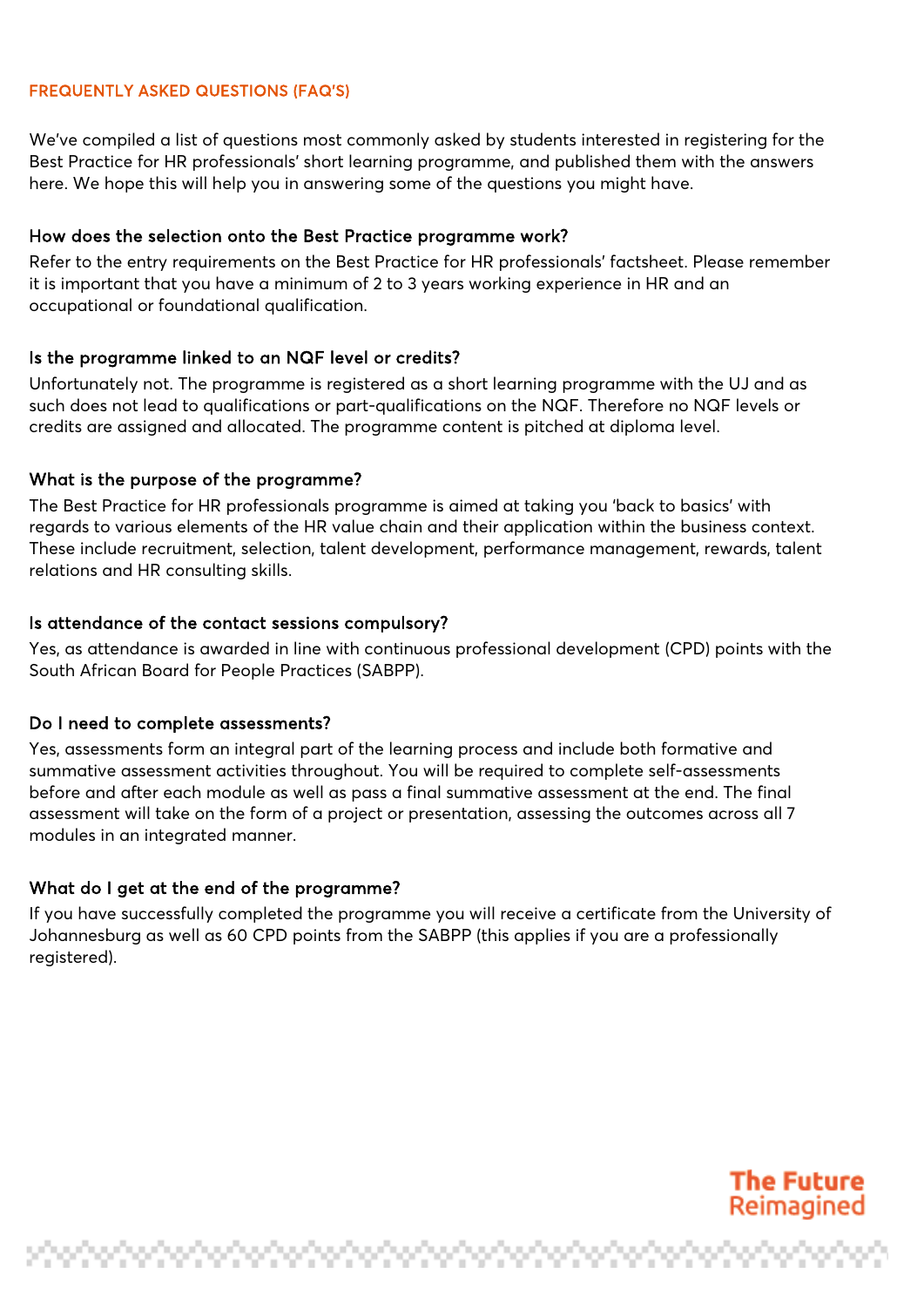## FREQUENTLY ASKED QUESTIONS (FAQ'S)

We've compiled a list of questions most commonly asked by students interested in registering for the Best Practice for HR professionals' short learning programme, and published them with the answers here. We hope this will help you in answering some of the questions you might have.

### How does the selection onto the Best Practice programme work?

Refer to the entry requirements on the Best Practice for HR professionals' factsheet. Please remember it is important that you have a minimum of 2 to 3 years working experience in HR and an occupational or foundational qualification.

### Is the programme linked to an NQF level or credits?

Unfortunately not. The programme is registered as a short learning programme with the UJ and as such does not lead to qualifications or part-qualifications on the NQF. Therefore no NQF levels or credits are assigned and allocated. The programme content is pitched at diploma level.

### What is the purpose of the programme?

The Best Practice for HR professionals programme is aimed at taking you 'back to basics' with regards to various elements of the HR value chain and their application within the business context. These include recruitment, selection, talent development, performance management, rewards, talent relations and HR consulting skills.

### Is attendance of the contact sessions compulsory?

Yes, as attendance is awarded in line with continuous professional development (CPD) points with the South African Board for People Practices (SABPP).

### Do I need to complete assessments?

Yes, assessments form an integral part of the learning process and include both formative and summative assessment activities throughout. You will be required to complete self-assessments before and after each module as well as pass a final summative assessment at the end. The final assessment will take on the form of a project or presentation, assessing the outcomes across all 7 modules in an integrated manner.

### What do I get at the end of the programme?

If you have successfully completed the programme you will receive a certificate from the University of Johannesburg as well as 60 CPD points from the SABPP (this applies if you are a professionally registered).

The Future Reimagined